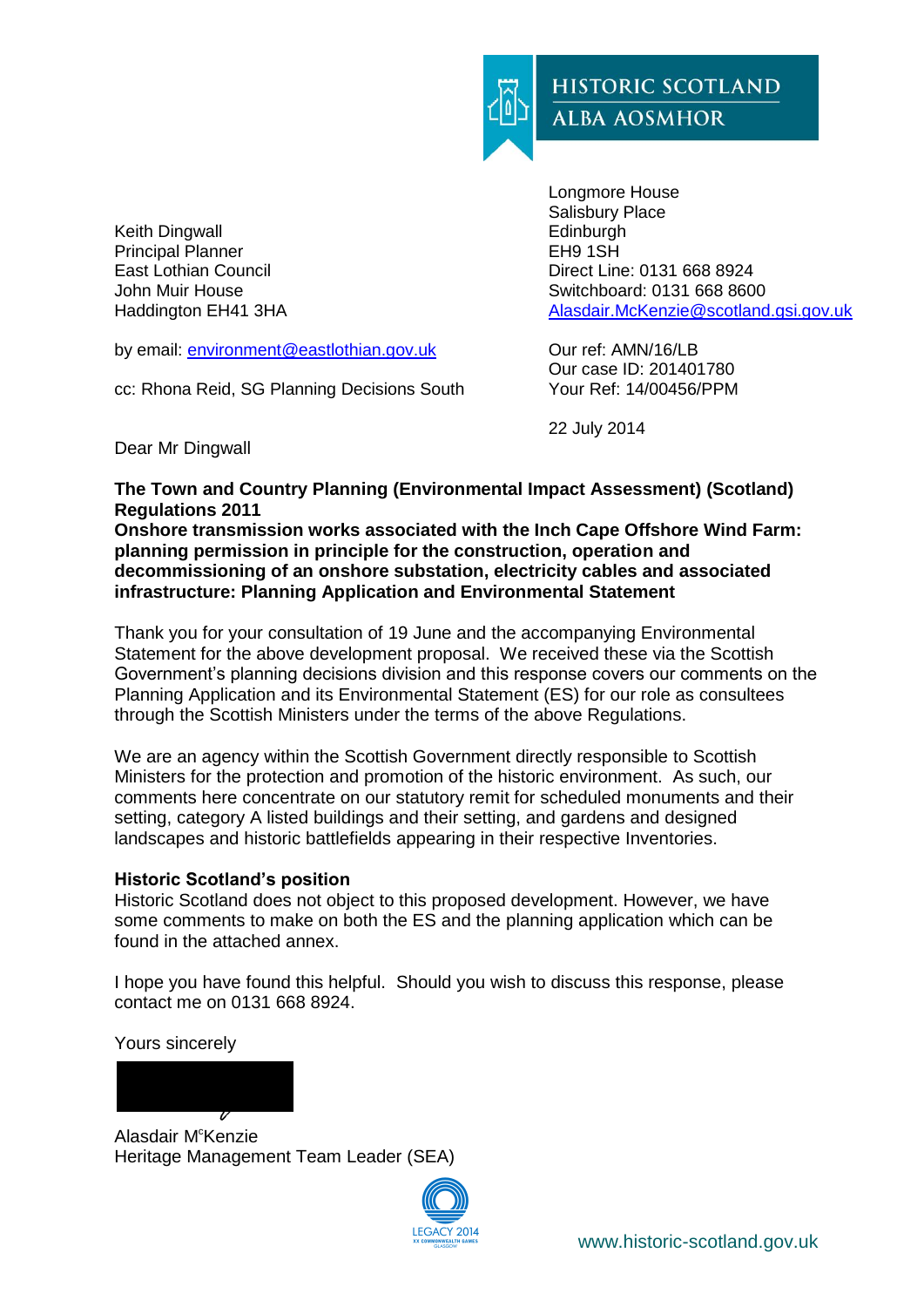HISTORIC SCOTLAND
ALBA AOSMHOR

Longmore House
Salisbury Place
Edinburgh
EH9 1SH
Direct Line: 0131 668 8924
Switchboard: 0131 668 8600
Alasdair.McKenzie@scotland.gsi.gov.uk

Keith Dingwall
Principal Planner
East Lothian Council
John Muir House
Haddington EH41 3HA

by email: environment@eastlothian.gov.uk

cc: Rhona Reid, SG Planning Decisions South

Our ref: AMN/16/LB
Our case ID: 201401780
Your Ref: 14/00456/PPM

22 July 2014

Dear Mr Dingwall

**The Town and Country Planning (Environmental Impact Assessment) (Scotland) Regulations 2011**
**Onshore transmission works associated with the Inch Cape Offshore Wind Farm: planning permission in principle for the construction, operation and decommissioning of an onshore substation, electricity cables and associated infrastructure: Planning Application and Environmental Statement**

Thank you for your consultation of 19 June and the accompanying Environmental Statement for the above development proposal. We received these via the Scottish Government's planning decisions division and this response covers our comments on the Planning Application and its Environmental Statement (ES) for our role as consultees through the Scottish Ministers under the terms of the above Regulations.

We are an agency within the Scottish Government directly responsible to Scottish Ministers for the protection and promotion of the historic environment. As such, our comments here concentrate on our statutory remit for scheduled monuments and their setting, category A listed buildings and their setting, and gardens and designed landscapes and historic battlefields appearing in their respective Inventories.

**Historic Scotland's position**
Historic Scotland does not object to this proposed development. However, we have some comments to make on both the ES and the planning application which can be found in the attached annex.

I hope you have found this helpful. Should you wish to discuss this response, please contact me on 0131 668 8924.

Yours sincerely

Alasdair M[c]Kenzie
Heritage Management Team Leader (SEA)

LEGACY 2014

www.historic-scotland.gov.uk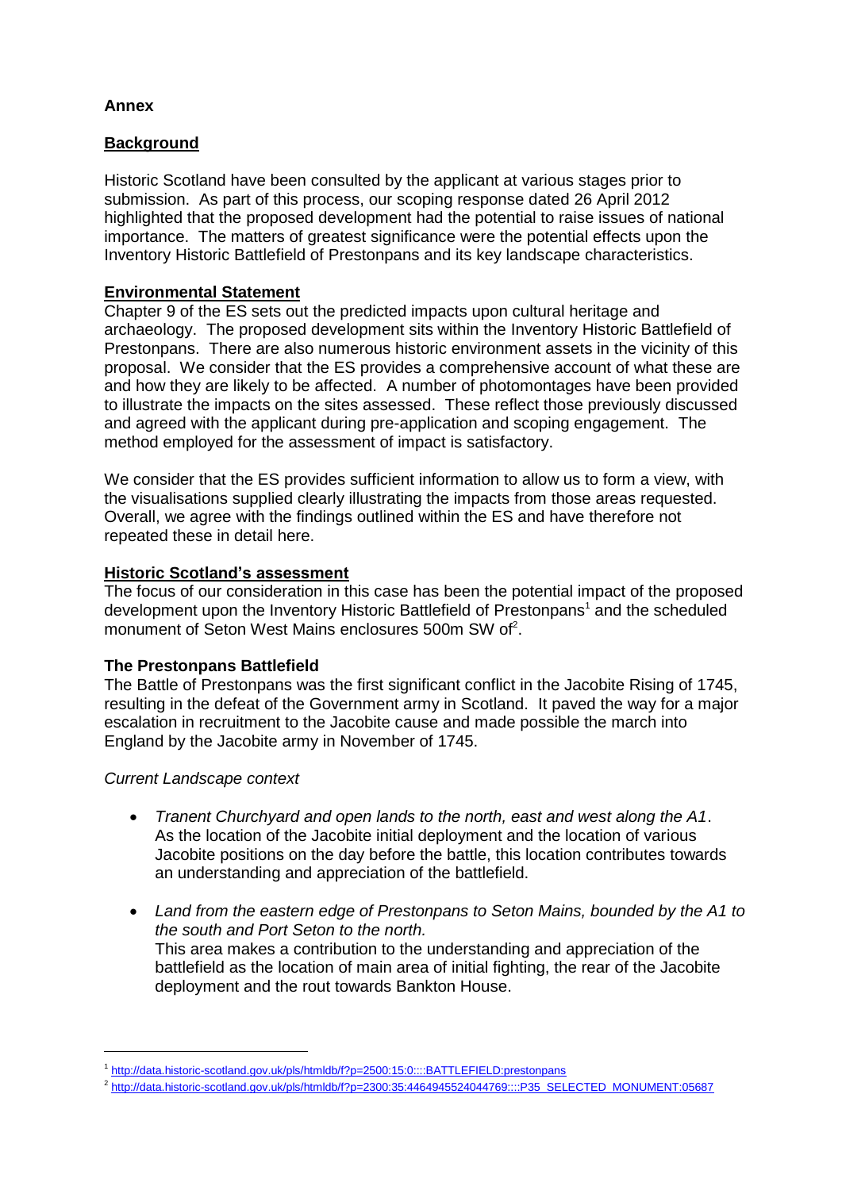**Annex**

**Background**

Historic Scotland have been consulted by the applicant at various stages prior to submission. As part of this process, our scoping response dated 26 April 2012 highlighted that the proposed development had the potential to raise issues of national importance. The matters of greatest significance were the potential effects upon the Inventory Historic Battlefield of Prestonpans and its key landscape characteristics.

**Environmental Statement**

Chapter 9 of the ES sets out the predicted impacts upon cultural heritage and archaeology. The proposed development sits within the Inventory Historic Battlefield of Prestonpans. There are also numerous historic environment assets in the vicinity of this proposal. We consider that the ES provides a comprehensive account of what these are and how they are likely to be affected. A number of photomontages have been provided to illustrate the impacts on the sites assessed. These reflect those previously discussed and agreed with the applicant during pre-application and scoping engagement. The method employed for the assessment of impact is satisfactory.

We consider that the ES provides sufficient information to allow us to form a view, with the visualisations supplied clearly illustrating the impacts from those areas requested. Overall, we agree with the findings outlined within the ES and have therefore not repeated these in detail here.

**Historic Scotland's assessment**

The focus of our consideration in this case has been the potential impact of the proposed development upon the Inventory Historic Battlefield of Prestonpans[1] and the scheduled monument of Seton West Mains enclosures 500m SW of[2].

**The Prestonpans Battlefield**

The Battle of Prestonpans was the first significant conflict in the Jacobite Rising of 1745, resulting in the defeat of the Government army in Scotland. It paved the way for a major escalation in recruitment to the Jacobite cause and made possible the march into England by the Jacobite army in November of 1745.

*Current Landscape context*

- *Tranent Churchyard and open lands to the north, east and west along the A1*. As the location of the Jacobite initial deployment and the location of various Jacobite positions on the day before the battle, this location contributes towards an understanding and appreciation of the battlefield.

- *Land from the eastern edge of Prestonpans to Seton Mains, bounded by the A1 to the south and Port Seton to the north.* This area makes a contribution to the understanding and appreciation of the battlefield as the location of main area of initial fighting, the rear of the Jacobite deployment and the rout towards Bankton House.

---

[1] http://data.historic-scotland.gov.uk/pls/htmldb/f?p=2500:15:0::::BATTLEFIELD:prestonpans

[2] http://data.historic-scotland.gov.uk/pls/htmldb/f?p=2300:35:4464945524044769::::P35_SELECTED_MONUMENT:05687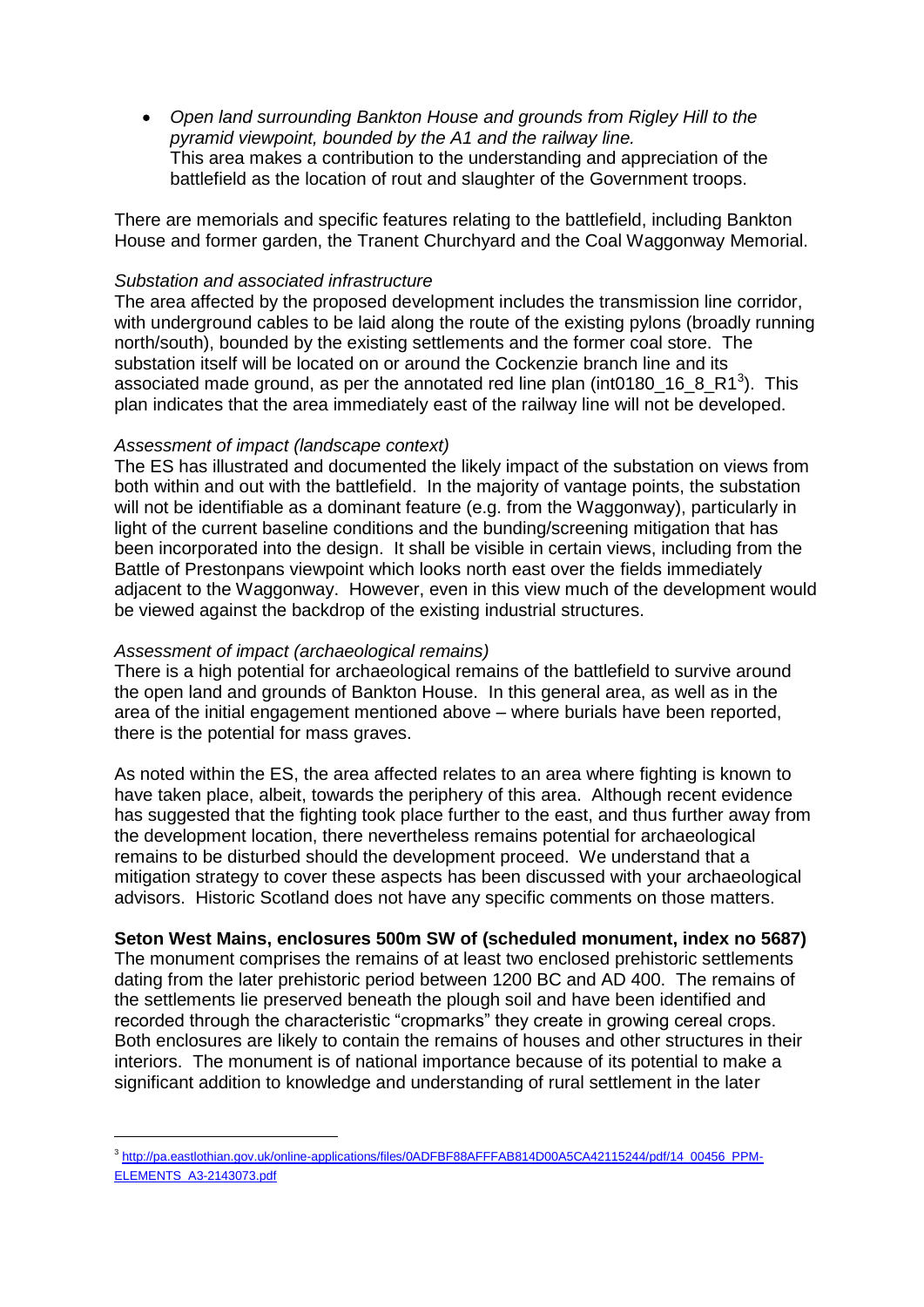- *Open land surrounding Bankton House and grounds from Rigley Hill to the pyramid viewpoint, bounded by the A1 and the railway line.*
  This area makes a contribution to the understanding and appreciation of the battlefield as the location of rout and slaughter of the Government troops.

There are memorials and specific features relating to the battlefield, including Bankton House and former garden, the Tranent Churchyard and the Coal Waggonway Memorial.

*Substation and associated infrastructure*
The area affected by the proposed development includes the transmission line corridor, with underground cables to be laid along the route of the existing pylons (broadly running north/south), bounded by the existing settlements and the former coal store. The substation itself will be located on or around the Cockenzie branch line and its associated made ground, as per the annotated red line plan (int0180_16_8_R1[3]). This plan indicates that the area immediately east of the railway line will not be developed.

*Assessment of impact (landscape context)*
The ES has illustrated and documented the likely impact of the substation on views from both within and out with the battlefield. In the majority of vantage points, the substation will not be identifiable as a dominant feature (e.g. from the Waggonway), particularly in light of the current baseline conditions and the bunding/screening mitigation that has been incorporated into the design. It shall be visible in certain views, including from the Battle of Prestonpans viewpoint which looks north east over the fields immediately adjacent to the Waggonway. However, even in this view much of the development would be viewed against the backdrop of the existing industrial structures.

*Assessment of impact (archaeological remains)*
There is a high potential for archaeological remains of the battlefield to survive around the open land and grounds of Bankton House. In this general area, as well as in the area of the initial engagement mentioned above – where burials have been reported, there is the potential for mass graves.

As noted within the ES, the area affected relates to an area where fighting is known to have taken place, albeit, towards the periphery of this area. Although recent evidence has suggested that the fighting took place further to the east, and thus further away from the development location, there nevertheless remains potential for archaeological remains to be disturbed should the development proceed. We understand that a mitigation strategy to cover these aspects has been discussed with your archaeological advisors. Historic Scotland does not have any specific comments on those matters.

**Seton West Mains, enclosures 500m SW of (scheduled monument, index no 5687)**
The monument comprises the remains of at least two enclosed prehistoric settlements dating from the later prehistoric period between 1200 BC and AD 400. The remains of the settlements lie preserved beneath the plough soil and have been identified and recorded through the characteristic "cropmarks" they create in growing cereal crops. Both enclosures are likely to contain the remains of houses and other structures in their interiors. The monument is of national importance because of its potential to make a significant addition to knowledge and understanding of rural settlement in the later

---

[3] http://pa.eastlothian.gov.uk/online-applications/files/0ADFBF88AFFFAB814D00A5CA42115244/pdf/14_00456_PPM-ELEMENTS_A3-2143073.pdf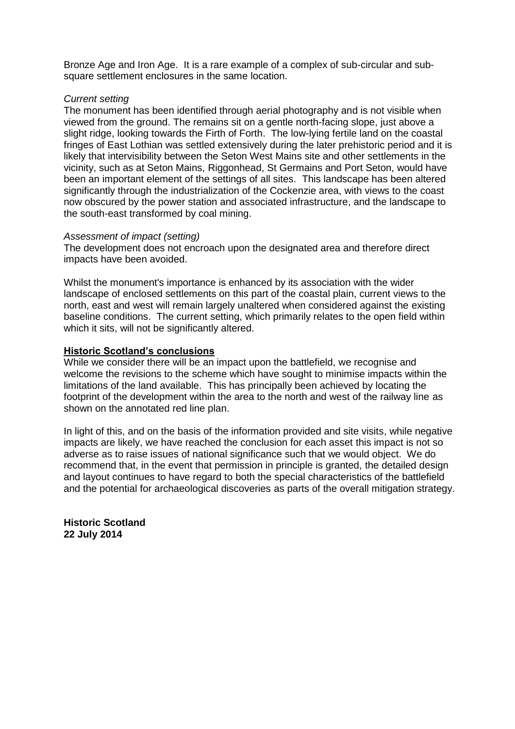Bronze Age and Iron Age. It is a rare example of a complex of sub-circular and sub-square settlement enclosures in the same location.

*Current setting*

The monument has been identified through aerial photography and is not visible when viewed from the ground. The remains sit on a gentle north-facing slope, just above a slight ridge, looking towards the Firth of Forth. The low-lying fertile land on the coastal fringes of East Lothian was settled extensively during the later prehistoric period and it is likely that intervisibility between the Seton West Mains site and other settlements in the vicinity, such as at Seton Mains, Riggonhead, St Germains and Port Seton, would have been an important element of the settings of all sites. This landscape has been altered significantly through the industrialization of the Cockenzie area, with views to the coast now obscured by the power station and associated infrastructure, and the landscape to the south-east transformed by coal mining.

*Assessment of impact (setting)*

The development does not encroach upon the designated area and therefore direct impacts have been avoided.

Whilst the monument's importance is enhanced by its association with the wider landscape of enclosed settlements on this part of the coastal plain, current views to the north, east and west will remain largely unaltered when considered against the existing baseline conditions. The current setting, which primarily relates to the open field within which it sits, will not be significantly altered.

**Historic Scotland's conclusions**

While we consider there will be an impact upon the battlefield, we recognise and welcome the revisions to the scheme which have sought to minimise impacts within the limitations of the land available. This has principally been achieved by locating the footprint of the development within the area to the north and west of the railway line as shown on the annotated red line plan.

In light of this, and on the basis of the information provided and site visits, while negative impacts are likely, we have reached the conclusion for each asset this impact is not so adverse as to raise issues of national significance such that we would object. We do recommend that, in the event that permission in principle is granted, the detailed design and layout continues to have regard to both the special characteristics of the battlefield and the potential for archaeological discoveries as parts of the overall mitigation strategy.

**Historic Scotland**
**22 July 2014**